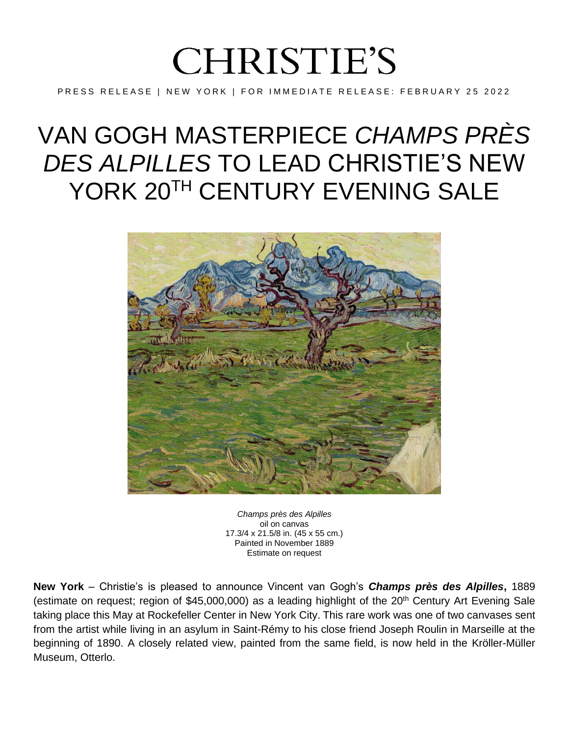# CHRISTIE'S

PRESS RELEASE | NEW YORK | FOR IMMEDIATE RELEASE: FEBRUARY 25 2022

# VAN GOGH MASTERPIECE *CHAMPS PRÈS DES ALPILLES* TO LEAD CHRISTIE'S NEW YORK 20TH CENTURY EVENING SALE

*Champs près des Alpilles*
oil on canvas
17.3/4 x 21.5/8 in. (45 x 55 cm.)
Painted in November 1889
Estimate on request

**New York** – Christie's is pleased to announce Vincent van Gogh's ***Champs près des Alpilles*****,** 1889 (estimate on request; region of $45,000,000) as a leading highlight of the 20th Century Art Evening Sale taking place this May at Rockefeller Center in New York City. This rare work was one of two canvases sent from the artist while living in an asylum in Saint-Rémy to his close friend Joseph Roulin in Marseille at the beginning of 1890. A closely related view, painted from the same field, is now held in the Kröller-Müller Museum, Otterlo.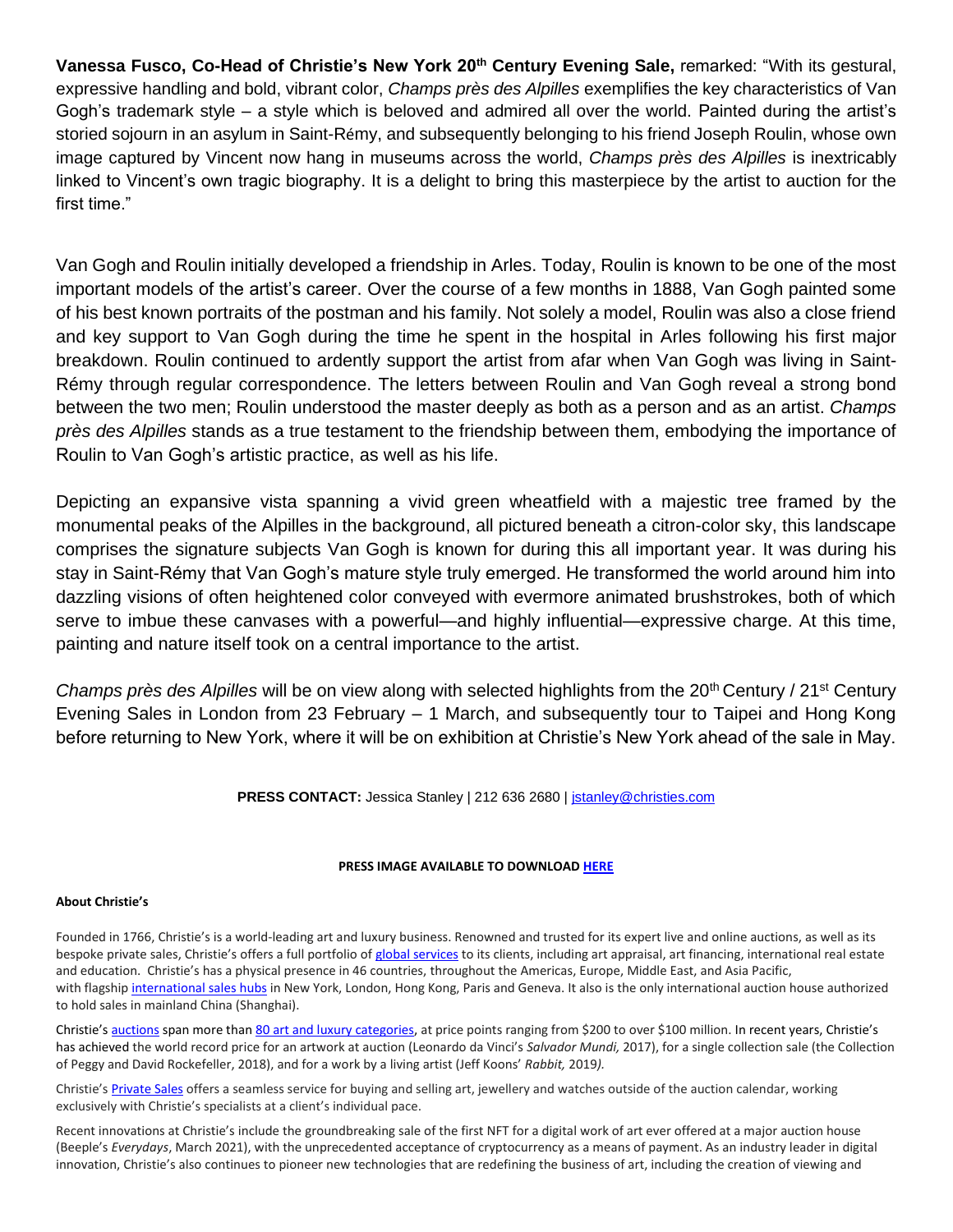**Vanessa Fusco, Co-Head of Christie's New York 20th Century Evening Sale,** remarked: "With its gestural, expressive handling and bold, vibrant color, *Champs près des Alpilles* exemplifies the key characteristics of Van Gogh's trademark style – a style which is beloved and admired all over the world. Painted during the artist's storied sojourn in an asylum in Saint-Rémy, and subsequently belonging to his friend Joseph Roulin, whose own image captured by Vincent now hang in museums across the world, *Champs près des Alpilles* is inextricably linked to Vincent's own tragic biography. It is a delight to bring this masterpiece by the artist to auction for the first time."

Van Gogh and Roulin initially developed a friendship in Arles. Today, Roulin is known to be one of the most important models of the artist's career. Over the course of a few months in 1888, Van Gogh painted some of his best known portraits of the postman and his family. Not solely a model, Roulin was also a close friend and key support to Van Gogh during the time he spent in the hospital in Arles following his first major breakdown. Roulin continued to ardently support the artist from afar when Van Gogh was living in Saint-Rémy through regular correspondence. The letters between Roulin and Van Gogh reveal a strong bond between the two men; Roulin understood the master deeply as both as a person and as an artist. *Champs près des Alpilles* stands as a true testament to the friendship between them, embodying the importance of Roulin to Van Gogh's artistic practice, as well as his life.

Depicting an expansive vista spanning a vivid green wheatfield with a majestic tree framed by the monumental peaks of the Alpilles in the background, all pictured beneath a citron-color sky, this landscape comprises the signature subjects Van Gogh is known for during this all important year. It was during his stay in Saint-Rémy that Van Gogh's mature style truly emerged. He transformed the world around him into dazzling visions of often heightened color conveyed with evermore animated brushstrokes, both of which serve to imbue these canvases with a powerful—and highly influential—expressive charge. At this time, painting and nature itself took on a central importance to the artist.

*Champs près des Alpilles* will be on view along with selected highlights from the 20th Century / 21st Century Evening Sales in London from 23 February – 1 March, and subsequently tour to Taipei and Hong Kong before returning to New York, where it will be on exhibition at Christie's New York ahead of the sale in May.

**PRESS CONTACT:** Jessica Stanley | 212 636 2680 | jstanley@christies.com

**PRESS IMAGE AVAILABLE TO DOWNLOAD HERE**

**About Christie's**

Founded in 1766, Christie's is a world-leading art and luxury business. Renowned and trusted for its expert live and online auctions, as well as its bespoke private sales, Christie's offers a full portfolio of global services to its clients, including art appraisal, art financing, international real estate and education. Christie's has a physical presence in 46 countries, throughout the Americas, Europe, Middle East, and Asia Pacific, with flagship international sales hubs in New York, London, Hong Kong, Paris and Geneva. It also is the only international auction house authorized to hold sales in mainland China (Shanghai).

Christie's auctions span more than 80 art and luxury categories, at price points ranging from $200 to over $100 million. In recent years, Christie's has achieved the world record price for an artwork at auction (Leonardo da Vinci's *Salvador Mundi,* 2017), for a single collection sale (the Collection of Peggy and David Rockefeller, 2018), and for a work by a living artist (Jeff Koons' *Rabbit,* 2019*).*

Christie's Private Sales offers a seamless service for buying and selling art, jewellery and watches outside of the auction calendar, working exclusively with Christie's specialists at a client's individual pace.

Recent innovations at Christie's include the groundbreaking sale of the first NFT for a digital work of art ever offered at a major auction house (Beeple's *Everydays*, March 2021), with the unprecedented acceptance of cryptocurrency as a means of payment. As an industry leader in digital innovation, Christie's also continues to pioneer new technologies that are redefining the business of art, including the creation of viewing and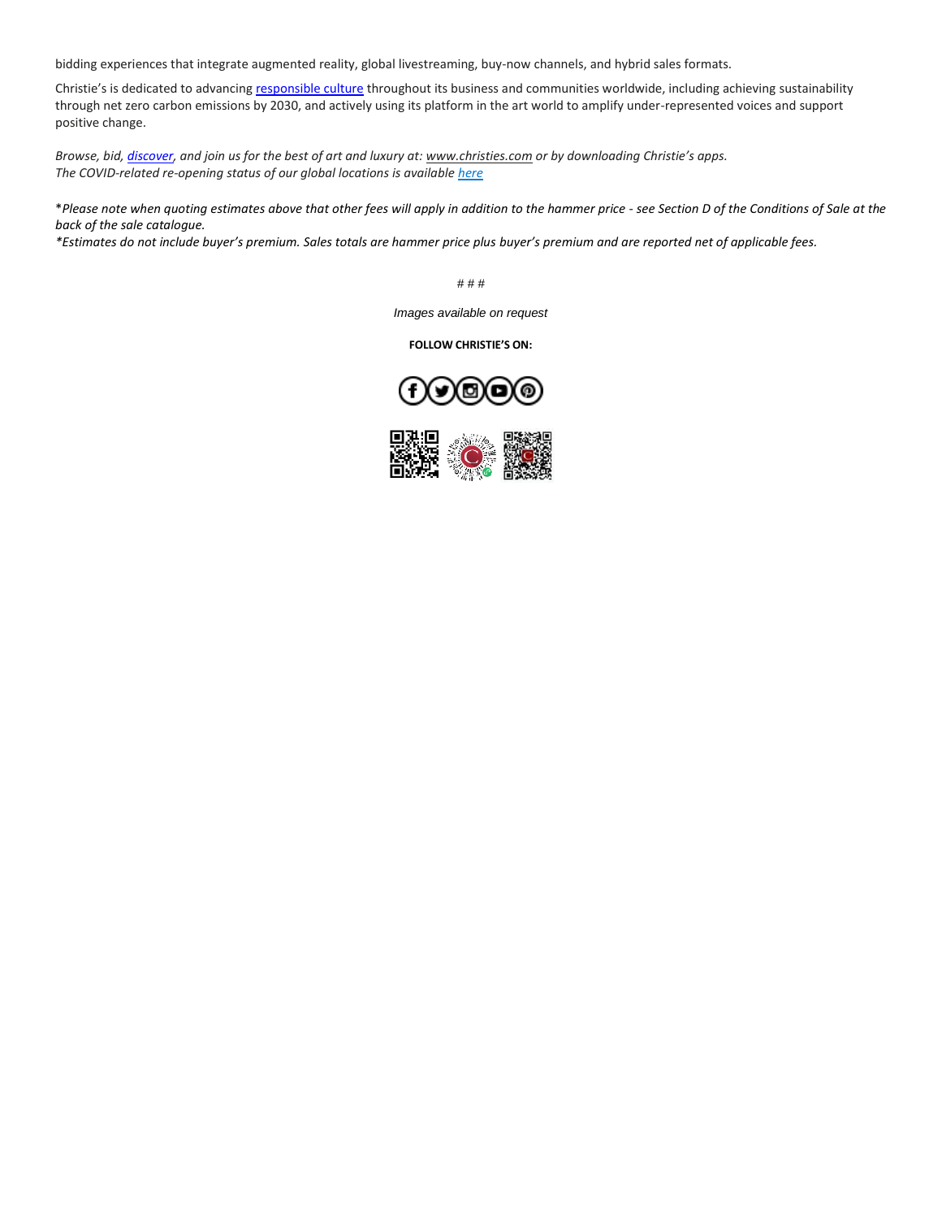bidding experiences that integrate augmented reality, global livestreaming, buy-now channels, and hybrid sales formats.

Christie's is dedicated to advancing responsible culture throughout its business and communities worldwide, including achieving sustainability through net zero carbon emissions by 2030, and actively using its platform in the art world to amplify under-represented voices and support positive change.

*Browse, bid, discover, and join us for the best of art and luxury at: www.christies.com or by downloading Christie's apps.*
*The COVID-related re-opening status of our global locations is available here*

*\*Please note when quoting estimates above that other fees will apply in addition to the hammer price - see Section D of the Conditions of Sale at the back of the sale catalogue.*
*\*Estimates do not include buyer's premium. Sales totals are hammer price plus buyer's premium and are reported net of applicable fees.*

# # #

*Images available on request*

**FOLLOW CHRISTIE'S ON:**